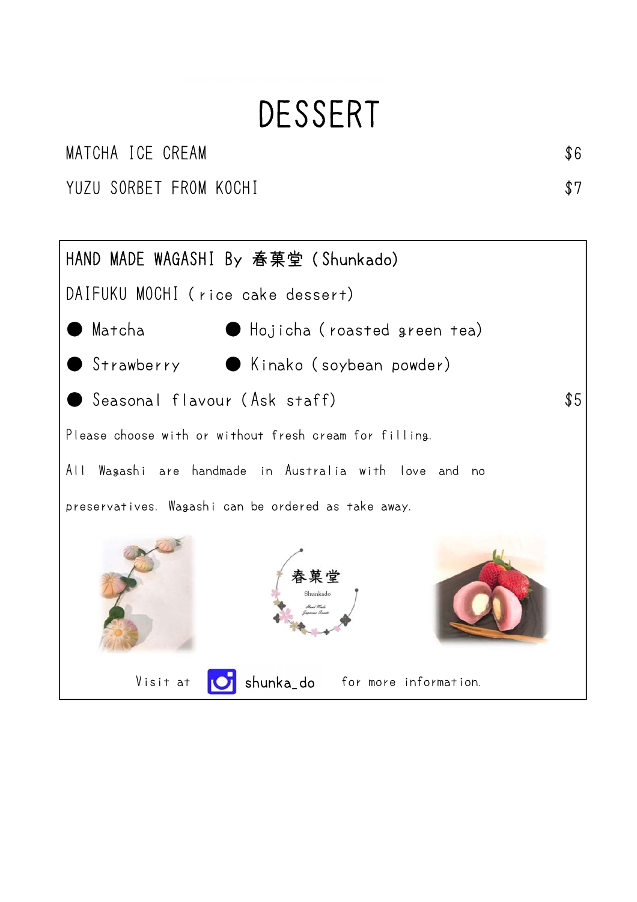# DESSERT

MATCHA ICE CREAM $6

YUZU SORBET FROM KOCHI $7

## HAND MADE WAGASHI By 春菓堂 (Shunkado)

DAIFUKU MOCHI (rice cake dessert)

- Matcha
- Hojicha (roasted green tea)
- Strawberry
- Kinako (soybean powder)
- Seasonal flavour (Ask staff)

$5

Please choose with or without fresh cream for filling.

All Wagashi are handmade in Australia with love and no preservatives. Wagashi can be ordered as take away.

春菓堂

Shunkado

Visit at shunka_do for more information.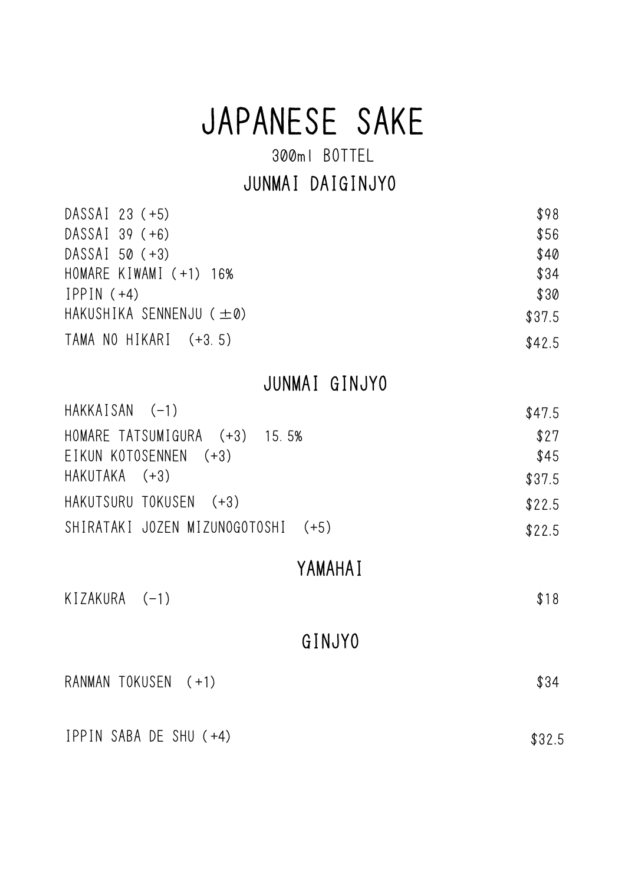# JAPANESE SAKE

300ml BOTTEL

## JUNMAI DAIGINJYO

| | |
|---|---|
| DASSAI 23 (+5) | $98 |
| DASSAI 39 (+6) | $56 |
| DASSAI 50 (+3) | $40 |
| HOMARE KIWAMI (+1) 16% | $34 |
| IPPIN (+4) | $30 |
| HAKUSHIKA SENNENJU (±0) | $37.5 |
| TAMA NO HIKARI (+3.5) | $42.5 |

## JUNMAI GINJYO

| | |
|---|---|
| HAKKAISAN (−1) | $47.5 |
| HOMARE TATSUMIGURA (+3) 15.5% | $27 |
| EIKUN KOTOSENNEN (+3) | $45 |
| HAKUTAKA (+3) | $37.5 |
| HAKUTSURU TOKUSEN (+3) | $22.5 |
| SHIRATAKI JOZEN MIZUNOGOTOSHI (+5) | $22.5 |

## YAMAHAI

| | |
|---|---|
| KIZAKURA (−1) | $18 |

## GINJYO

| | |
|---|---|
| RANMAN TOKUSEN (+1) | $34 |
| IPPIN SABA DE SHU (+4) | $32.5 |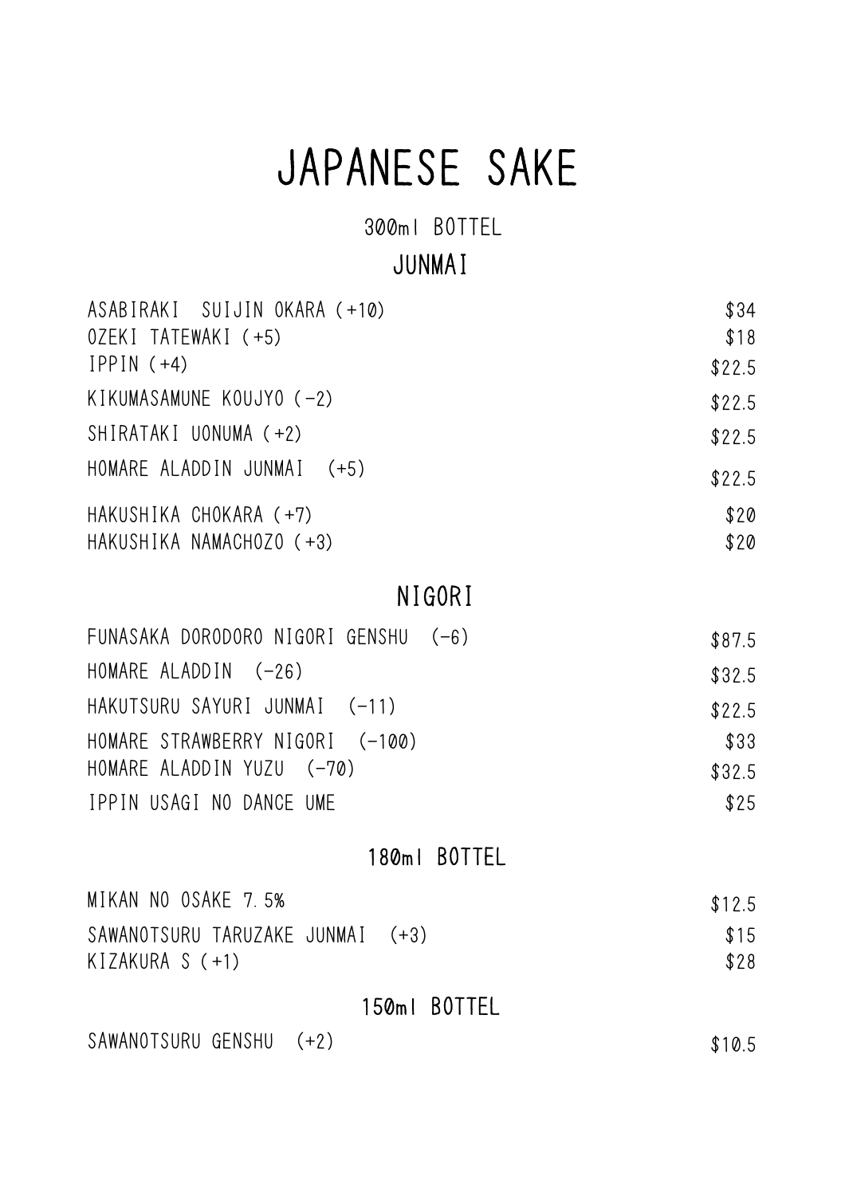# JAPANESE SAKE

## 300ml BOTTEL

### JUNMAI

| Item | Price |
| --- | --- |
| ASABIRAKI SUIJIN OKARA (+10) | $34 |
| OZEKI TATEWAKI (+5) | $18 |
| IPPIN (+4) | $22.5 |
| KIKUMASAMUNE KOUJYO (-2) | $22.5 |
| SHIRATAKI UONUMA (+2) | $22.5 |
| HOMARE ALADDIN JUNMAI (+5) | $22.5 |
| HAKUSHIKA CHOKARA (+7) | $20 |
| HAKUSHIKA NAMACHOZO (+3) | $20 |

### NIGORI

| Item | Price |
| --- | --- |
| FUNASAKA DORODORO NIGORI GENSHU (-6) | $87.5 |
| HOMARE ALADDIN (-26) | $32.5 |
| HAKUTSURU SAYURI JUNMAI (-11) | $22.5 |
| HOMARE STRAWBERRY NIGORI (-100) | $33 |
| HOMARE ALADDIN YUZU (-70) | $32.5 |
| IPPIN USAGI NO DANCE UME | $25 |

## 180ml BOTTEL

| Item | Price |
| --- | --- |
| MIKAN NO OSAKE 7.5% | $12.5 |
| SAWANOTSURU TARUZAKE JUNMAI (+3) | $15 |
| KIZAKURA S (+1) | $28 |

## 150ml BOTTEL

| Item | Price |
| --- | --- |
| SAWANOTSURU GENSHU (+2) | $10.5 |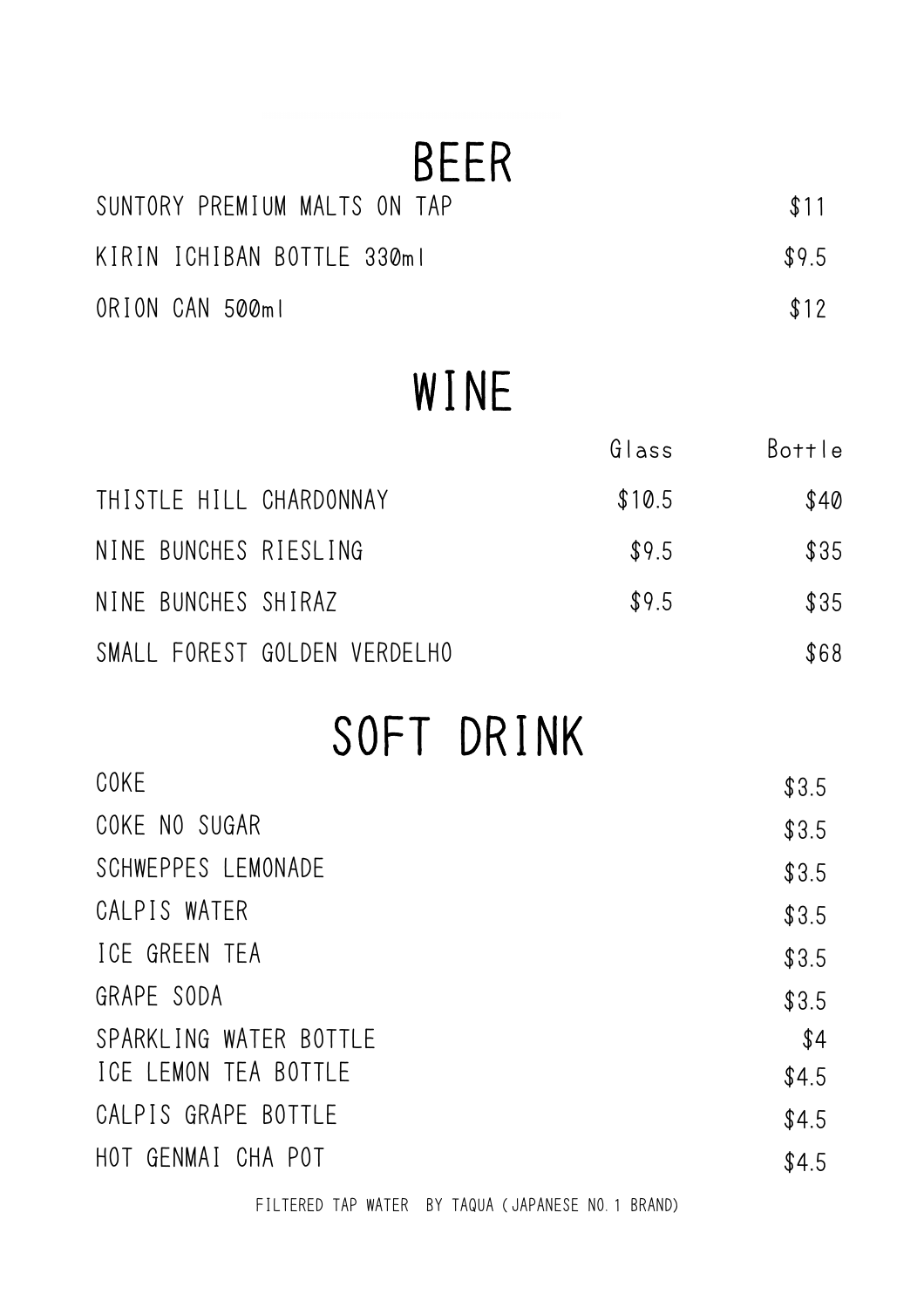# BEER

| | |
|---|---|
| SUNTORY PREMIUM MALTS ON TAP | $11 |
| KIRIN ICHIBAN BOTTLE 330ml | $9.5 |
| ORION CAN 500ml | $12 |

# WINE

| | Glass | Bottle |
|---|---|---|
| THISTLE HILL CHARDONNAY | $10.5 | $40 |
| NINE BUNCHES RIESLING | $9.5 | $35 |
| NINE BUNCHES SHIRAZ | $9.5 | $35 |
| SMALL FOREST GOLDEN VERDELHO | | $68 |

# SOFT DRINK

| | |
|---|---|
| COKE | $3.5 |
| COKE NO SUGAR | $3.5 |
| SCHWEPPES LEMONADE | $3.5 |
| CALPIS WATER | $3.5 |
| ICE GREEN TEA | $3.5 |
| GRAPE SODA | $3.5 |
| SPARKLING WATER BOTTLE | $4 |
| ICE LEMON TEA BOTTLE | $4.5 |
| CALPIS GRAPE BOTTLE | $4.5 |
| HOT GENMAI CHA POT | $4.5 |

FILTERED TAP WATER BY TAQUA (JAPANESE NO.1 BRAND)